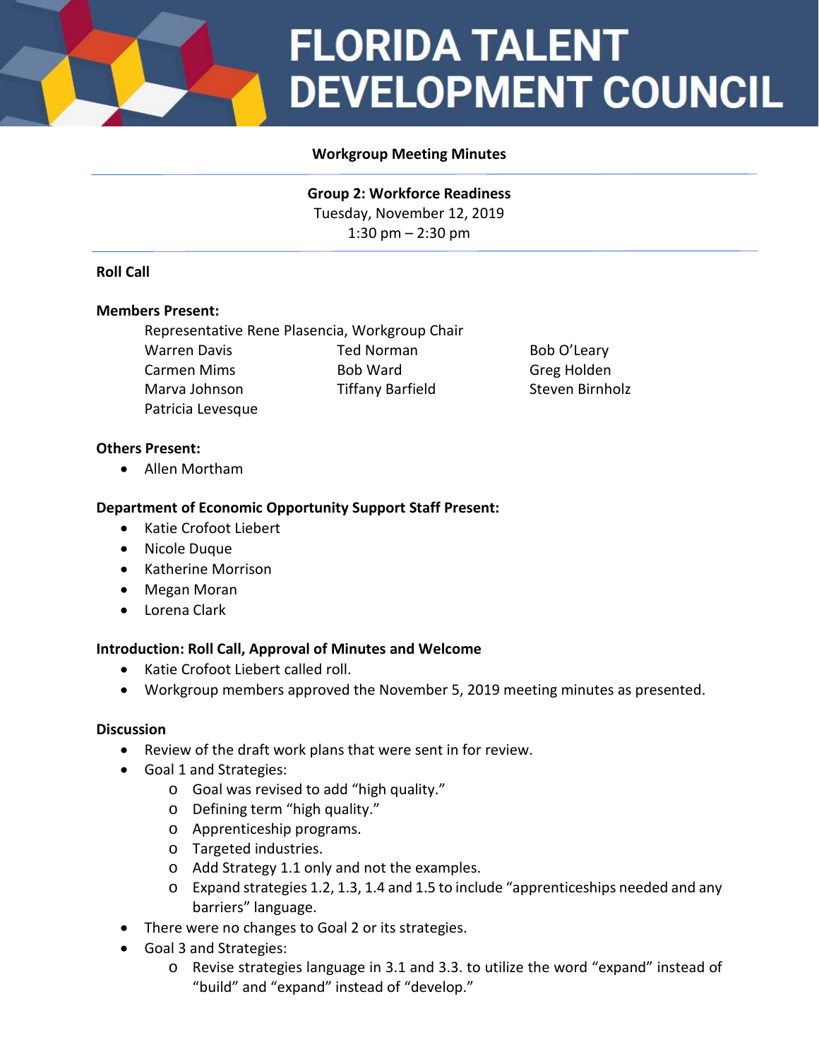# FLORIDA TALENT DEVELOPMENT COUNCIL

**Workgroup Meeting Minutes**

**Group 2: Workforce Readiness**
Tuesday, November 12, 2019
1:30 pm – 2:30 pm

**Roll Call**

**Members Present:**

Representative Rene Plasencia, Workgroup Chair

| | | |
|---|---|---|
| Warren Davis | Ted Norman | Bob O'Leary |
| Carmen Mims | Bob Ward | Greg Holden |
| Marva Johnson | Tiffany Barfield | Steven Birnholz |
| Patricia Levesque | | |

**Others Present:**

- Allen Mortham

**Department of Economic Opportunity Support Staff Present:**

- Katie Crofoot Liebert
- Nicole Duque
- Katherine Morrison
- Megan Moran
- Lorena Clark

**Introduction: Roll Call, Approval of Minutes and Welcome**

- Katie Crofoot Liebert called roll.
- Workgroup members approved the November 5, 2019 meeting minutes as presented.

**Discussion**

- Review of the draft work plans that were sent in for review.
- Goal 1 and Strategies:
  - Goal was revised to add "high quality."
  - Defining term "high quality."
  - Apprenticeship programs.
  - Targeted industries.
  - Add Strategy 1.1 only and not the examples.
  - Expand strategies 1.2, 1.3, 1.4 and 1.5 to include "apprenticeships needed and any barriers" language.
- There were no changes to Goal 2 or its strategies.
- Goal 3 and Strategies:
  - Revise strategies language in 3.1 and 3.3. to utilize the word "expand" instead of "build" and "expand" instead of "develop."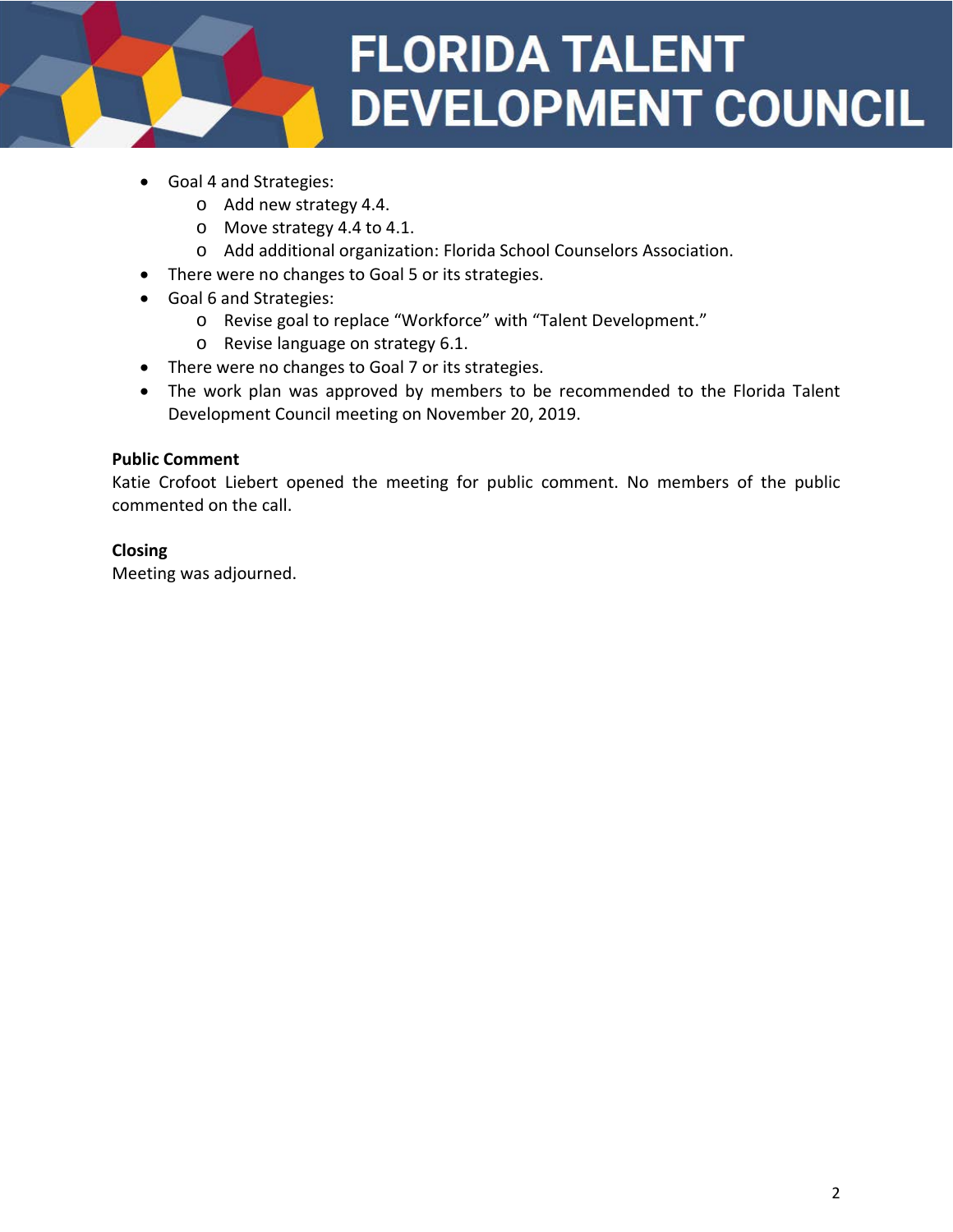- Goal 4 and Strategies:
  - Add new strategy 4.4.
  - Move strategy 4.4 to 4.1.
  - Add additional organization: Florida School Counselors Association.
- There were no changes to Goal 5 or its strategies.
- Goal 6 and Strategies:
  - Revise goal to replace "Workforce" with "Talent Development."
  - Revise language on strategy 6.1.
- There were no changes to Goal 7 or its strategies.
- The work plan was approved by members to be recommended to the Florida Talent Development Council meeting on November 20, 2019.

**Public Comment**

Katie Crofoot Liebert opened the meeting for public comment. No members of the public commented on the call.

**Closing**

Meeting was adjourned.